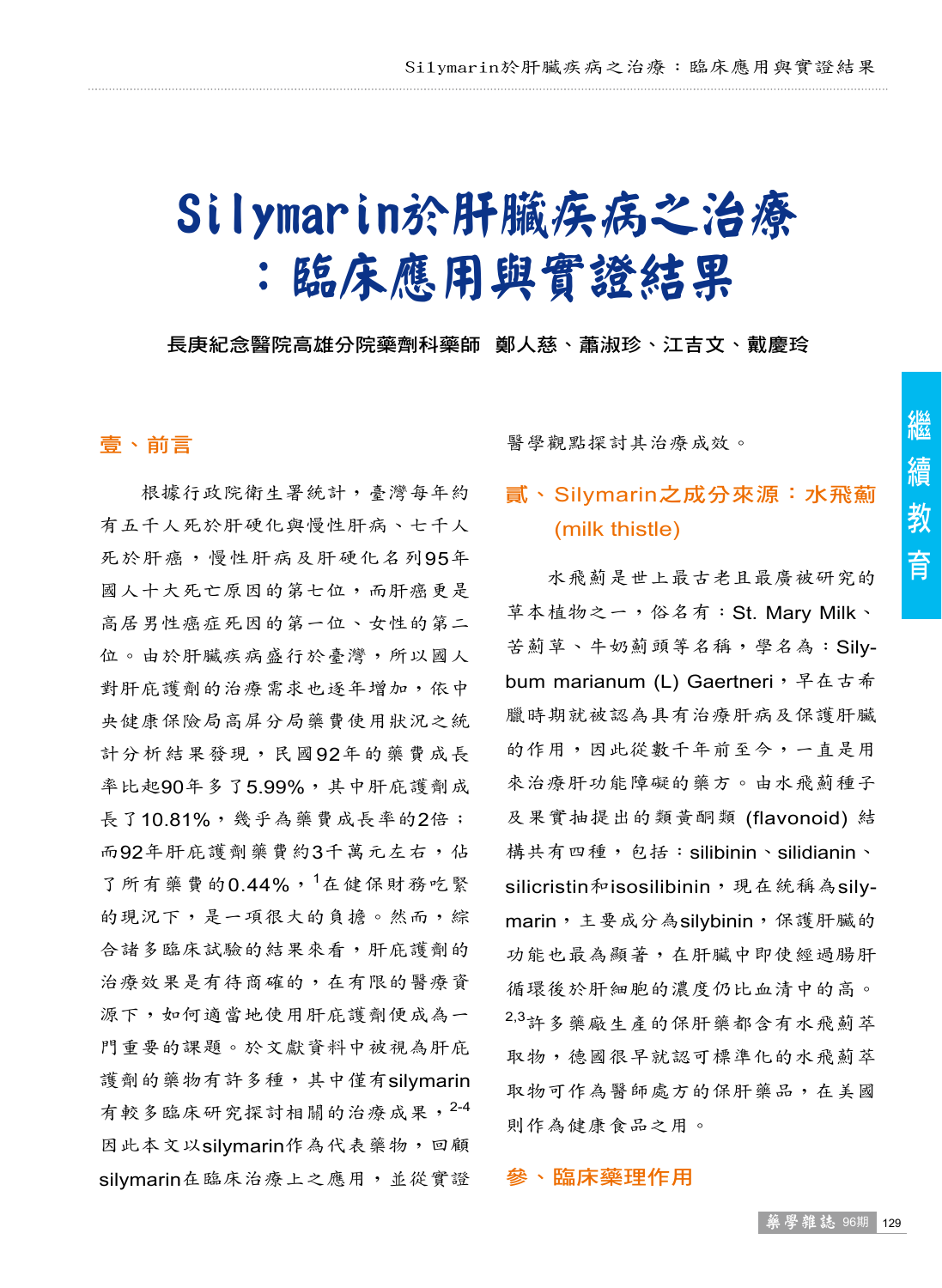# Silymarin於肝臟疾病之治療：臨床應用與實證結果

**長庚紀念醫院高雄分院藥劑科藥師　鄭人慈、蕭淑珍、江吉文、戴慶玲**

繼續教育

## 壹、前言

根據行政院衛生署統計，臺灣每年約有五千人死於肝硬化與慢性肝病、七千人死於肝癌，慢性肝病及肝硬化名列95年國人十大死亡原因的第七位，而肝癌更是高居男性癌症死因的第一位、女性的第二位。由於肝臟疾病盛行於臺灣，所以國人對肝庇護劑的治療需求也逐年增加，依中央健康保險局高屏分局藥費使用狀況之統計分析結果發現，民國92年的藥費成長率比起90年多了5.99%，其中肝庇護劑成長了10.81%，幾乎為藥費成長率的2倍；而92年肝庇護劑藥費約3千萬元左右，佔了所有藥費的0.44%，[1]在健保財務吃緊的現況下，是一項很大的負擔。然而，綜合諸多臨床試驗的結果來看，肝庇護劑的治療效果是有待商榷的，在有限的醫療資源下，如何適當地使用肝庇護劑便成為一門重要的課題。於文獻資料中被視為肝庇護劑的藥物有許多種，其中僅有silymarin有較多臨床研究探討相關的治療成果，[2-4]因此本文以silymarin作為代表藥物，回顧silymarin在臨床治療上之應用，並從實證醫學觀點探討其治療成效。

## 貳、Silymarin之成分來源：水飛薊(milk thistle)

水飛薊是世上最古老且最廣被研究的草本植物之一，俗名有：St. Mary Milk、苦薊草、牛奶薊頭等名稱，學名為：Silybum marianum (L) Gaertneri，早在古希臘時期就被認為具有治療肝病及保護肝臟的作用，因此從數千年前至今，一直是用來治療肝功能障礙的藥方。由水飛薊種子及果實抽提出的類黃酮類 (flavonoid) 結構共有四種，包括：silibinin、silidianin、silicristin和isosilibinin，現在統稱為silymarin，主要成分為silybinin，保護肝臟的功能也最為顯著，在肝臟中即使經過腸肝循環後於肝細胞的濃度仍比血清中的高。[2,3]許多藥廠生產的保肝藥都含有水飛薊萃取物，德國很早就認可標準化的水飛薊萃取物可作為醫師處方的保肝藥品，在美國則作為健康食品之用。

## 參、臨床藥理作用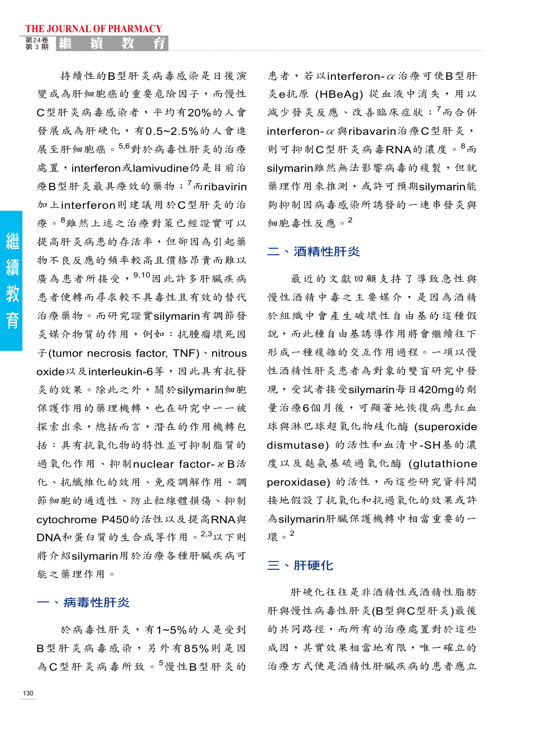持續性的B型肝炎病毒感染是日後演變成為肝細胞癌的重要危險因子，而慢性C型肝炎病毒感染者，平均有20%的人會發展成為肝硬化，有0.5~2.5%的人會進展至肝細胞癌。[5,6]對於病毒性肝炎的治療處置，interferon或lamivudine仍是目前治療B型肝炎最具療效的藥物；[7]而ribavirin加上interferon則建議用於C型肝炎的治療。[8]雖然上述之治療對策已經證實可以提高肝炎病患的存活率，但卻因為引起藥物不良反應的頻率較高且價格昂貴而難以廣為患者所接受，[9,10]因此許多肝臟疾病患者便轉而尋求較不具毒性且有效的替代治療藥物。而研究證實silymarin有調節發炎媒介物質的作用，例如：抗腫瘤壞死因子(tumor necrosis factor, TNF)、nitrous oxide以及interleukin-6等，因此具有抗發炎的效果。除此之外，關於silymarin細胞保護作用的藥理機轉，也在研究中一一被探索出來，總括而言，潛在的作用機轉包括：具有抗氧化物的特性並可抑制脂質的過氧化作用、抑制nuclear factor-κB活化、抗纖維化的效用、免疫調解作用、調節細胞的通透性、防止粒線體損傷、抑制cytochrome P450的活性以及提高RNA與DNA和蛋白質的生合成等作用。[2,3]以下則將介紹silymarin用於治療各種肝臟疾病可能之藥理作用。

## 一、病毒性肝炎

於病毒性肝炎，有1~5%的人是受到B型肝炎病毒感染，另外有85%則是因為C型肝炎病毒所致。[5]慢性B型肝炎的患者，若以interferon-α治療可使B型肝炎e抗原 (HBeAg) 從血液中消失，用以減少發炎反應、改善臨床症狀；[7]而合併interferon-α與ribavarin治療C型肝炎，則可抑制C型肝炎病毒RNA的濃度。[8]而silymarin雖然無法影響病毒的複製，但就藥理作用來推測，或許可預期silymarin能夠抑制因病毒感染所誘發的一連串發炎與細胞毒性反應。[2]

## 二、酒精性肝炎

最近的文獻回顧支持了導致急性與慢性酒精中毒之主要媒介，是因為酒精於組織中會產生破壞性自由基的這種假說，而此種自由基誘導作用將會繼續往下形成一種複雜的交互作用過程。一項以慢性酒精性肝炎患者為對象的雙盲研究中發現，受試者接受silymarin每日420mg的劑量治療6個月後，可顯著地恢復病患紅血球與淋巴球超氧化物歧化酶 (superoxide dismutase) 的活性和血清中-SH基的濃度以及麩氨基硫過氧化酶 (glutathione peroxidase) 的活性，而這些研究資料間接地假設了抗氧化和抗過氧化的效果或許為silymarin肝臟保護機轉中相當重要的一環。[2]

## 三、肝硬化

肝硬化往往是非酒精性或酒精性脂肪肝與慢性病毒性肝炎(B型與C型肝炎)最後的共同路徑，而所有的治療處置對於這些成因，其實效果相當地有限，唯一確立的治療方式便是酒精性肝臟疾病的患者應立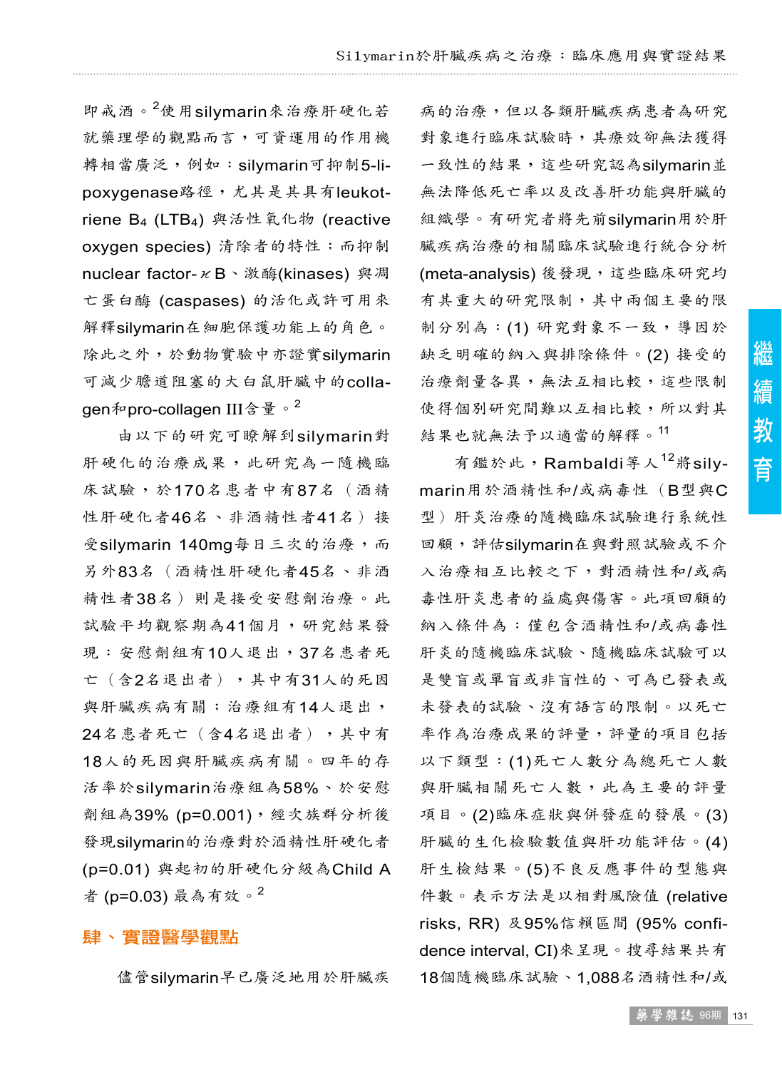即戒酒。[2]使用silymarin來治療肝硬化若就藥理學的觀點而言，可資運用的作用機轉相當廣泛，例如：silymarin可抑制5-lipoxygenase路徑，尤其是其具有leukotriene $B_4$ ($LTB_4$) 與活性氧化物 (reactive oxygen species) 清除者的特性；而抑制nuclear factor-κB、激酶(kinases) 與凋亡蛋白酶 (caspases) 的活化或許可用來解釋silymarin在細胞保護功能上的角色。除此之外，於動物實驗中亦證實silymarin可減少膽道阻塞的大白鼠肝臟中的collagen和pro-collagen III含量。[2]

由以下的研究可瞭解到silymarin對肝硬化的治療成果，此研究為一隨機臨床試驗，於170名患者中有87名（酒精性肝硬化者46名、非酒精性者41名）接受silymarin 140mg每日三次的治療，而另外83名（酒精性肝硬化者45名、非酒精性者38名）則是接受安慰劑治療。此試驗平均觀察期為41個月，研究結果發現：安慰劑組有10人退出，37名患者死亡（含2名退出者），其中有31人的死因與肝臟疾病有關；治療組有14人退出，24名患者死亡（含4名退出者），其中有18人的死因與肝臟疾病有關。四年的存活率於silymarin治療組為58%、於安慰劑組為39% (p=0.001)，經次族群分析後發現silymarin的治療對於酒精性肝硬化者 (p=0.01) 與起初的肝硬化分級為Child A者 (p=0.03) 最為有效。[2]

## 肆、實證醫學觀點

儘管silymarin早已廣泛地用於肝臟疾病的治療，但以各類肝臟疾病患者為研究對象進行臨床試驗時，其療效卻無法獲得一致性的結果，這些研究認為silymarin並無法降低死亡率以及改善肝功能與肝臟的組織學。有研究者將先前silymarin用於肝臟疾病治療的相關臨床試驗進行統合分析(meta-analysis) 後發現，這些臨床研究均有其重大的研究限制，其中兩個主要的限制分別為：(1) 研究對象不一致，導因於缺乏明確的納入與排除條件。(2) 接受的治療劑量各異，無法互相比較，這些限制使得個別研究間難以互相比較，所以對其結果也就無法予以適當的解釋。[11]

有鑑於此，Rambaldi等人[12]將silymarin用於酒精性和/或病毒性（B型與C型）肝炎治療的隨機臨床試驗進行系統性回顧，評估silymarin在與對照試驗或不介入治療相互比較之下，對酒精性和/或病毒性肝炎患者的益處與傷害。此項回顧的納入條件為：僅包含酒精性和/或病毒性肝炎的隨機臨床試驗、隨機臨床試驗可以是雙盲或單盲或非盲性的、可為已發表或未發表的試驗、沒有語言的限制。以死亡率作為治療成果的評量，評量的項目包括以下類型：(1)死亡人數分為總死亡人數與肝臟相關死亡人數，此為主要的評量項目。(2)臨床症狀與併發症的發展。(3)肝臟的生化檢驗數值與肝功能評估。(4)肝生檢結果。(5)不良反應事件的型態與件數。表示方法是以相對風險值 (relative risks, RR) 及95%信賴區間 (95% confidence interval, CI)來呈現。搜尋結果共有18個隨機臨床試驗、1,088名酒精性和/或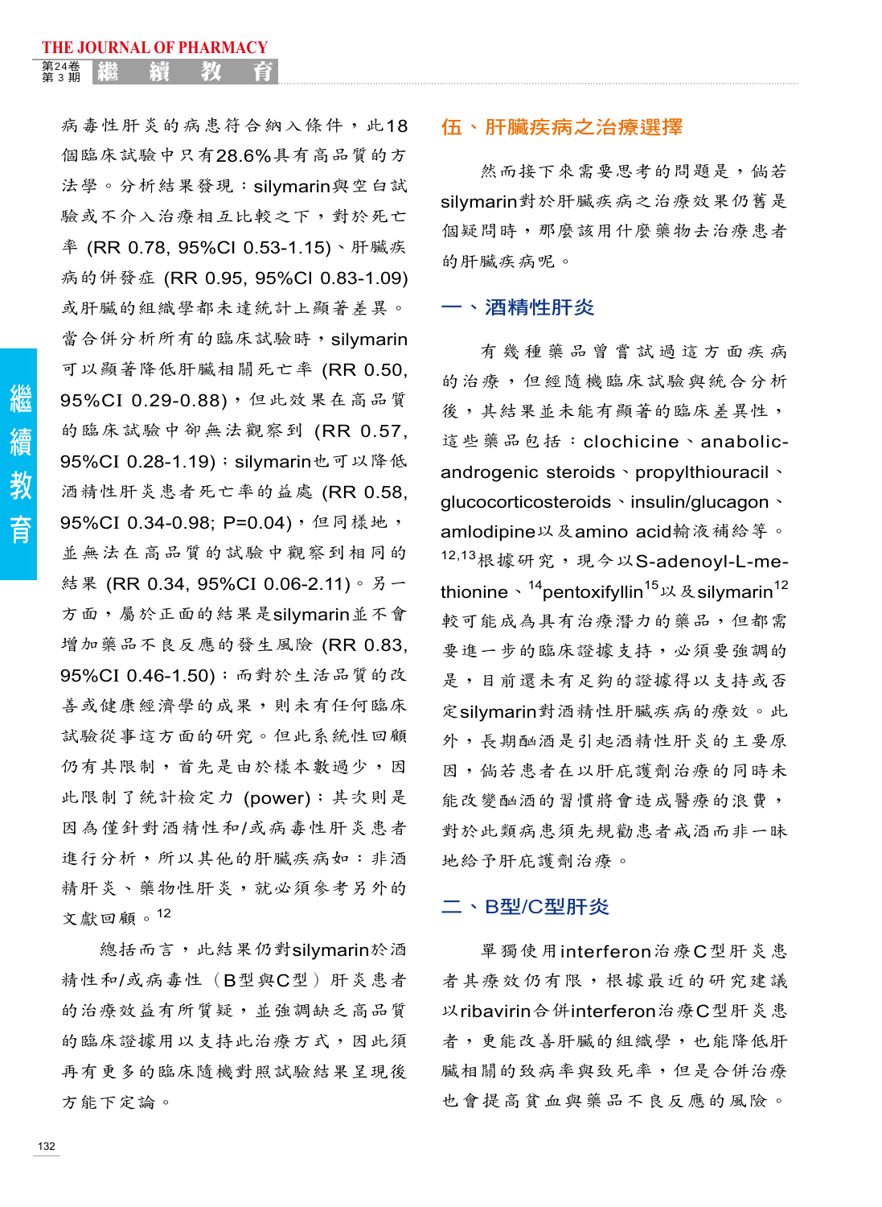病毒性肝炎的病患符合納入條件，此18個臨床試驗中只有28.6%具有高品質的方法學。分析結果發現：silymarin與空白試驗或不介入治療相互比較之下，對於死亡率 (RR 0.78, 95%CI 0.53-1.15)、肝臟疾病的併發症 (RR 0.95, 95%CI 0.83-1.09)或肝臟的組織學都未達統計上顯著差異。當合併分析所有的臨床試驗時，silymarin可以顯著降低肝臟相關死亡率 (RR 0.50, 95%CI 0.29-0.88)，但此效果在高品質的臨床試驗中卻無法觀察到 (RR 0.57, 95%CI 0.28-1.19)；silymarin也可以降低酒精性肝炎患者死亡率的益處 (RR 0.58, 95%CI 0.34-0.98; P=0.04)，但同樣地，並無法在高品質的試驗中觀察到相同的結果 (RR 0.34, 95%CI 0.06-2.11)。另一方面，屬於正面的結果是silymarin並不會增加藥品不良反應的發生風險 (RR 0.83, 95%CI 0.46-1.50)；而對於生活品質的改善或健康經濟學的成果，則未有任何臨床試驗從事這方面的研究。但此系統性回顧仍有其限制，首先是由於樣本數過少，因此限制了統計檢定力 (power)；其次則是因為僅針對酒精性和/或病毒性肝炎患者進行分析，所以其他的肝臟疾病如：非酒精肝炎、藥物性肝炎，就必須參考另外的文獻回顧。[12]

總括而言，此結果仍對silymarin於酒精性和/或病毒性（B型與C型）肝炎患者的治療效益有所質疑，並強調缺乏高品質的臨床證據用以支持此治療方式，因此須再有更多的臨床隨機對照試驗結果呈現後方能下定論。

## 伍、肝臟疾病之治療選擇

然而接下來需要思考的問題是，倘若silymarin對於肝臟疾病之治療效果仍舊是個疑問時，那麼該用什麼藥物去治療患者的肝臟疾病呢。

### 一、酒精性肝炎

有幾種藥品曾嘗試過這方面疾病的治療，但經隨機臨床試驗與統合分析後，其結果並未能有顯著的臨床差異性，這些藥品包括：clochicine、anabolic-androgenic steroids、propylthiouracil、glucocorticosteroids、insulin/glucagon、amlodipine以及amino acid輸液補給等。[12,13]根據研究，現今以S-adenoyl-L-methionine、[14]pentoxifyllin[15]以及silymarin[12]較可能成為具有治療潛力的藥品，但都需要進一步的臨床證據支持，必須要強調的是，目前還未有足夠的證據得以支持或否定silymarin對酒精性肝臟疾病的療效。此外，長期酗酒是引起酒精性肝炎的主要原因，倘若患者在以肝庇護劑治療的同時未能改變酗酒的習慣將會造成醫療的浪費，對於此類病患須先規勸患者戒酒而非一昧地給予肝庇護劑治療。

### 二、B型/C型肝炎

單獨使用interferon治療C型肝炎患者其療效仍有限，根據最近的研究建議以ribavirin合併interferon治療C型肝炎患者，更能改善肝臟的組織學，也能降低肝臟相關的致病率與致死率，但是合併治療也會提高貧血與藥品不良反應的風險。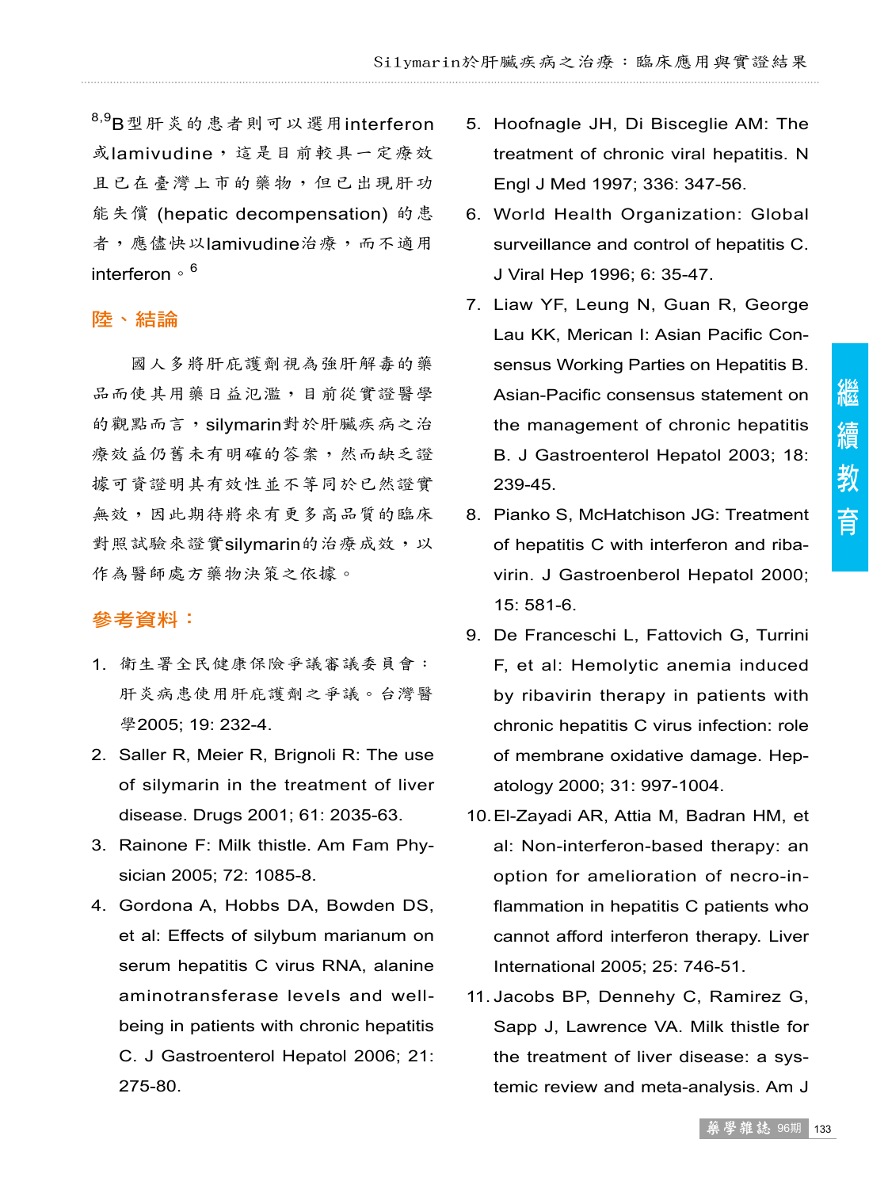[8,9]B型肝炎的患者則可以選用interferon或lamivudine，這是目前較具一定療效且已在臺灣上市的藥物，但已出現肝功能失償 (hepatic decompensation) 的患者，應儘快以lamivudine治療，而不適用interferon。[6]

## 陸、結論

國人多將肝庇護劑視為強肝解毒的藥品而使其用藥日益氾濫，目前從實證醫學的觀點而言，silymarin對於肝臟疾病之治療效益仍舊未有明確的答案，然而缺乏證據可資證明其有效性並不等同於已然證實無效，因此期待將來有更多高品質的臨床對照試驗來證實silymarin的治療成效，以作為醫師處方藥物決策之依據。

## 參考資料：

1. 衛生署全民健康保險爭議審議委員會：肝炎病患使用肝庇護劑之爭議。台灣醫學2005; 19: 232-4.
2. Saller R, Meier R, Brignoli R: The use of silymarin in the treatment of liver disease. Drugs 2001; 61: 2035-63.
3. Rainone F: Milk thistle. Am Fam Physician 2005; 72: 1085-8.
4. Gordona A, Hobbs DA, Bowden DS, et al: Effects of silybum marianum on serum hepatitis C virus RNA, alanine aminotransferase levels and well-being in patients with chronic hepatitis C. J Gastroenterol Hepatol 2006; 21: 275-80.
5. Hoofnagle JH, Di Bisceglie AM: The treatment of chronic viral hepatitis. N Engl J Med 1997; 336: 347-56.
6. World Health Organization: Global surveillance and control of hepatitis C. J Viral Hep 1996; 6: 35-47.
7. Liaw YF, Leung N, Guan R, George Lau KK, Merican I: Asian Pacific Consensus Working Parties on Hepatitis B. Asian-Pacific consensus statement on the management of chronic hepatitis B. J Gastroenterol Hepatol 2003; 18: 239-45.
8. Pianko S, McHatchison JG: Treatment of hepatitis C with interferon and ribavirin. J Gastroenberol Hepatol 2000; 15: 581-6.
9. De Franceschi L, Fattovich G, Turrini F, et al: Hemolytic anemia induced by ribavirin therapy in patients with chronic hepatitis C virus infection: role of membrane oxidative damage. Hepatology 2000; 31: 997-1004.
10. El-Zayadi AR, Attia M, Badran HM, et al: Non-interferon-based therapy: an option for amelioration of necro-inflammation in hepatitis C patients who cannot afford interferon therapy. Liver International 2005; 25: 746-51.
11. Jacobs BP, Dennehy C, Ramirez G, Sapp J, Lawrence VA. Milk thistle for the treatment of liver disease: a systemic review and meta-analysis. Am J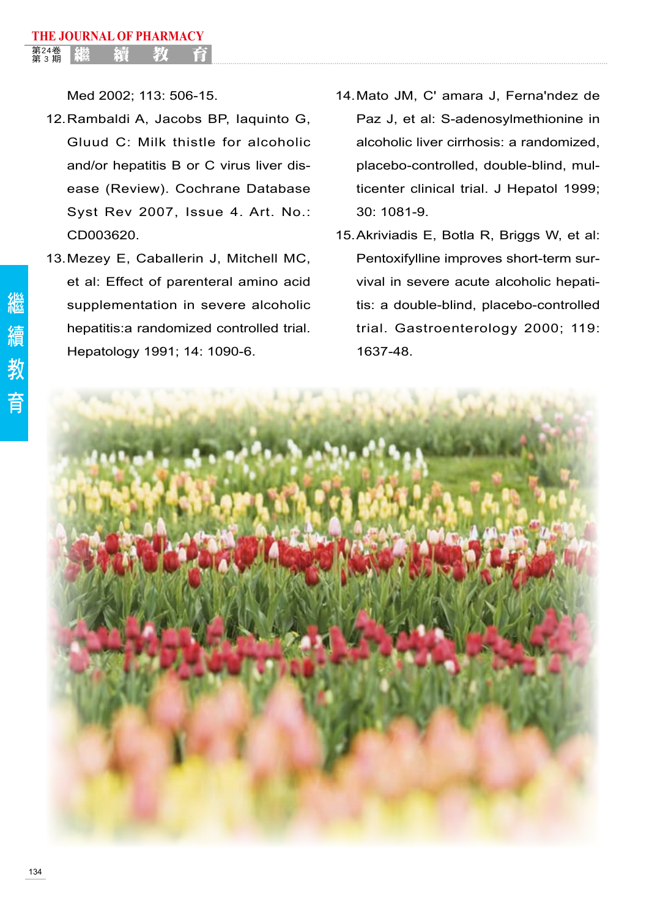Med 2002; 113: 506-15.

12. Rambaldi A, Jacobs BP, Iaquinto G, Gluud C: Milk thistle for alcoholic and/or hepatitis B or C virus liver disease (Review). Cochrane Database Syst Rev 2007, Issue 4. Art. No.: CD003620.
13. Mezey E, Caballerin J, Mitchell MC, et al: Effect of parenteral amino acid supplementation in severe alcoholic hepatitis:a randomized controlled trial. Hepatology 1991; 14: 1090-6.
14. Mato JM, C' amara J, Ferna'ndez de Paz J, et al: S-adenosylmethionine in alcoholic liver cirrhosis: a randomized, placebo-controlled, double-blind, multicenter clinical trial. J Hepatol 1999; 30: 1081-9.
15. Akriviadis E, Botla R, Briggs W, et al: Pentoxifylline improves short-term survival in severe acute alcoholic hepatitis: a double-blind, placebo-controlled trial. Gastroenterology 2000; 119: 1637-48.